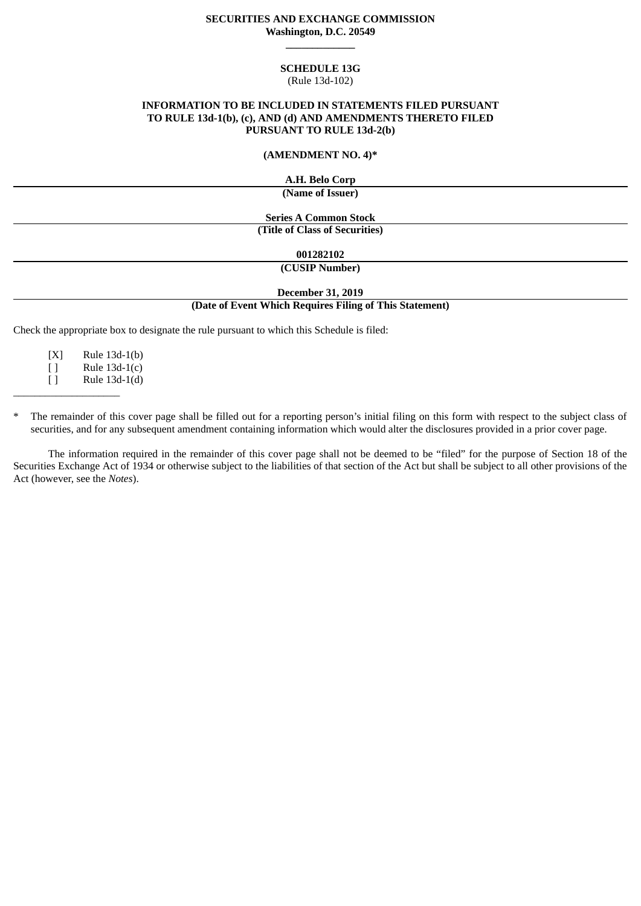**SECURITIES AND EXCHANGE COMMISSION**
**Washington, D.C. 20549**

---

**SCHEDULE 13G**
(Rule 13d-102)

**INFORMATION TO BE INCLUDED IN STATEMENTS FILED PURSUANT TO RULE 13d-1(b), (c), AND (d) AND AMENDMENTS THERETO FILED PURSUANT TO RULE 13d-2(b)**

**(AMENDMENT NO. 4)***

**A.H. Belo Corp**

---

**(Name of Issuer)**

**Series A Common Stock**

---

**(Title of Class of Securities)**

**001282102**

---

**(CUSIP Number)**

**December 31, 2019**

---

**(Date of Event Which Requires Filing of This Statement)**

Check the appropriate box to designate the rule pursuant to which this Schedule is filed:

[X] Rule 13d-1(b)
[ ] Rule 13d-1(c)
[ ] Rule 13d-1(d)

---

\* The remainder of this cover page shall be filled out for a reporting person's initial filing on this form with respect to the subject class of securities, and for any subsequent amendment containing information which would alter the disclosures provided in a prior cover page.

The information required in the remainder of this cover page shall not be deemed to be "filed" for the purpose of Section 18 of the Securities Exchange Act of 1934 or otherwise subject to the liabilities of that section of the Act but shall be subject to all other provisions of the Act (however, see the *Notes*).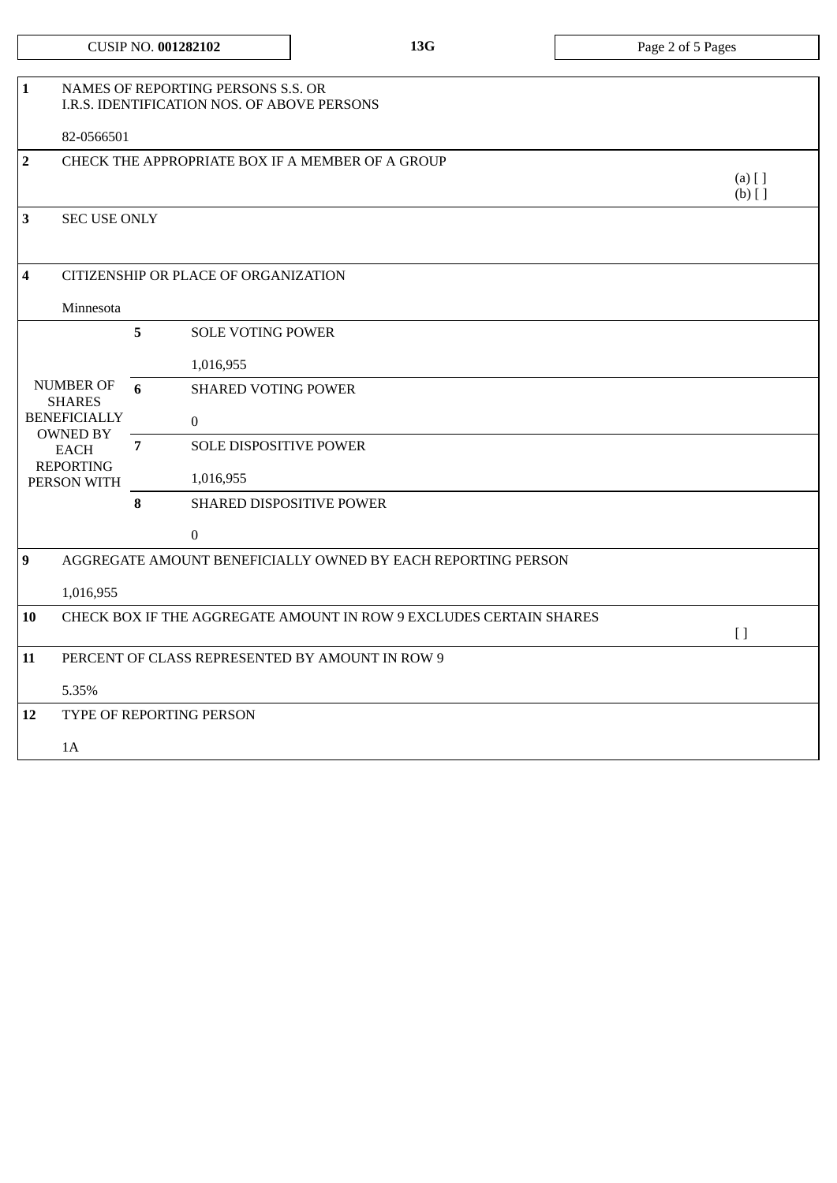| CUSIP NO. **001282102** | **13G** | |
|---|---|---|

| | | | |
|---|---|---|---|
| **1** | NAMES OF REPORTING PERSONS S.S. OR I.R.S. IDENTIFICATION NOS. OF ABOVE PERSONS<br><br>82-0566501 | | |
| **2** | CHECK THE APPROPRIATE BOX IF A MEMBER OF A GROUP | | (a) [ ]<br>(b) [ ] |
| **3** | SEC USE ONLY | | |
| **4** | CITIZENSHIP OR PLACE OF ORGANIZATION<br><br>Minnesota | | |
| NUMBER OF SHARES BENEFICIALLY OWNED BY EACH REPORTING PERSON WITH | **5** | SOLE VOTING POWER<br><br>1,016,955 | |
| | **6** | SHARED VOTING POWER<br><br>0 | |
| | **7** | SOLE DISPOSITIVE POWER<br><br>1,016,955 | |
| | **8** | SHARED DISPOSITIVE POWER<br><br>0 | |
| **9** | AGGREGATE AMOUNT BENEFICIALLY OWNED BY EACH REPORTING PERSON<br><br>1,016,955 | | |
| **10** | CHECK BOX IF THE AGGREGATE AMOUNT IN ROW 9 EXCLUDES CERTAIN SHARES | | [ ] |
| **11** | PERCENT OF CLASS REPRESENTED BY AMOUNT IN ROW 9<br><br>5.35% | | |
| **12** | TYPE OF REPORTING PERSON<br><br>1A | | |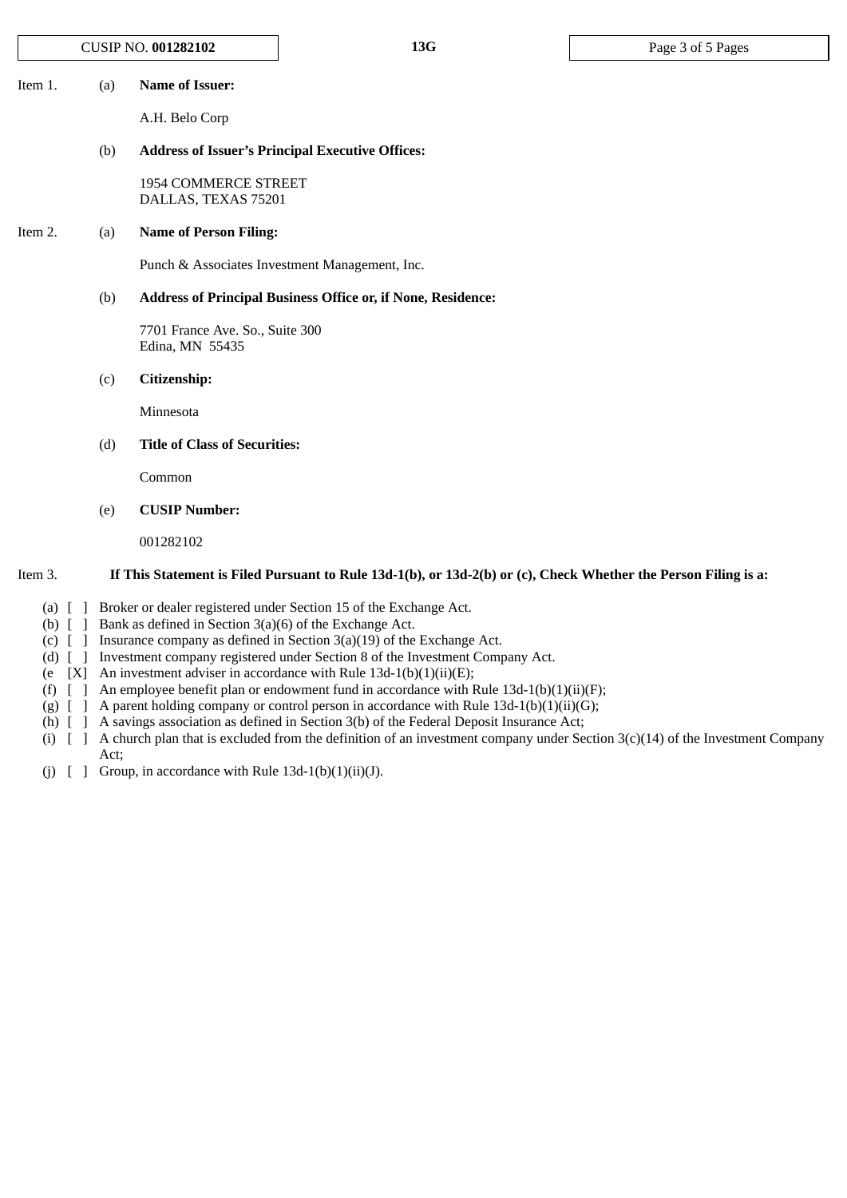Item 1. (a) **Name of Issuer:**

A.H. Belo Corp

(b) **Address of Issuer's Principal Executive Offices:**

1954 COMMERCE STREET
DALLAS, TEXAS 75201

Item 2. (a) **Name of Person Filing:**

Punch & Associates Investment Management, Inc.

(b) **Address of Principal Business Office or, if None, Residence:**

7701 France Ave. So., Suite 300
Edina, MN 55435

(c) **Citizenship:**

Minnesota

(d) **Title of Class of Securities:**

Common

(e) **CUSIP Number:**

001282102

Item 3. **If This Statement is Filed Pursuant to Rule 13d-1(b), or 13d-2(b) or (c), Check Whether the Person Filing is a:**

(a) [ ] Broker or dealer registered under Section 15 of the Exchange Act.
(b) [ ] Bank as defined in Section 3(a)(6) of the Exchange Act.
(c) [ ] Insurance company as defined in Section 3(a)(19) of the Exchange Act.
(d) [ ] Investment company registered under Section 8 of the Investment Company Act.
(e [X] An investment adviser in accordance with Rule 13d-1(b)(1)(ii)(E);
(f) [ ] An employee benefit plan or endowment fund in accordance with Rule 13d-1(b)(1)(ii)(F);
(g) [ ] A parent holding company or control person in accordance with Rule 13d-1(b)(1)(ii)(G);
(h) [ ] A savings association as defined in Section 3(b) of the Federal Deposit Insurance Act;
(i) [ ] A church plan that is excluded from the definition of an investment company under Section 3(c)(14) of the Investment Company Act;
(j) [ ] Group, in accordance with Rule 13d-1(b)(1)(ii)(J).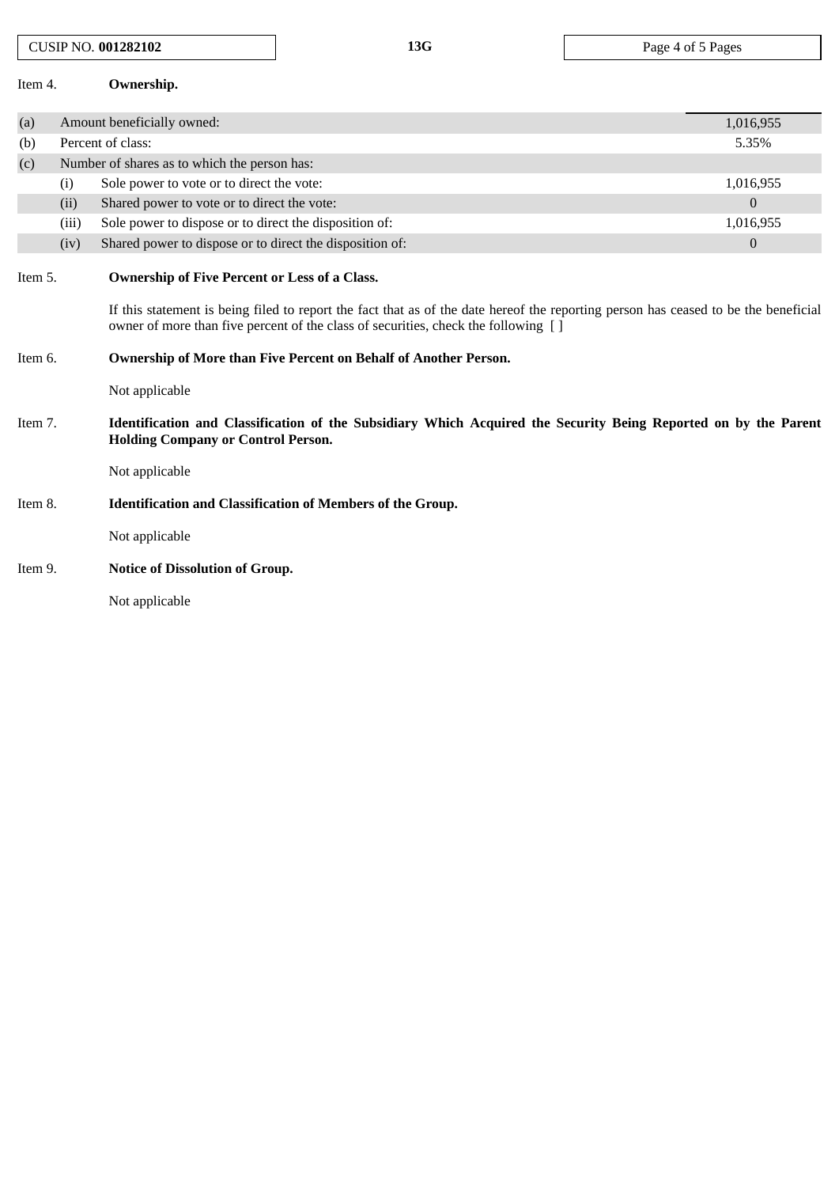Item 4. **Ownership.**

| | | | |
|---|---|---|---|
| (a) | Amount beneficially owned: | | 1,016,955 |
| (b) | Percent of class: | | 5.35% |
| (c) | Number of shares as to which the person has: | | |
| | (i) | Sole power to vote or to direct the vote: | 1,016,955 |
| | (ii) | Shared power to vote or to direct the vote: | 0 |
| | (iii) | Sole power to dispose or to direct the disposition of: | 1,016,955 |
| | (iv) | Shared power to dispose or to direct the disposition of: | 0 |

Item 5. **Ownership of Five Percent or Less of a Class.**

If this statement is being filed to report the fact that as of the date hereof the reporting person has ceased to be the beneficial owner of more than five percent of the class of securities, check the following [ ]

Item 6. **Ownership of More than Five Percent on Behalf of Another Person.**

Not applicable

Item 7. **Identification and Classification of the Subsidiary Which Acquired the Security Being Reported on by the Parent Holding Company or Control Person.**

Not applicable

Item 8. **Identification and Classification of Members of the Group.**

Not applicable

Item 9. **Notice of Dissolution of Group.**

Not applicable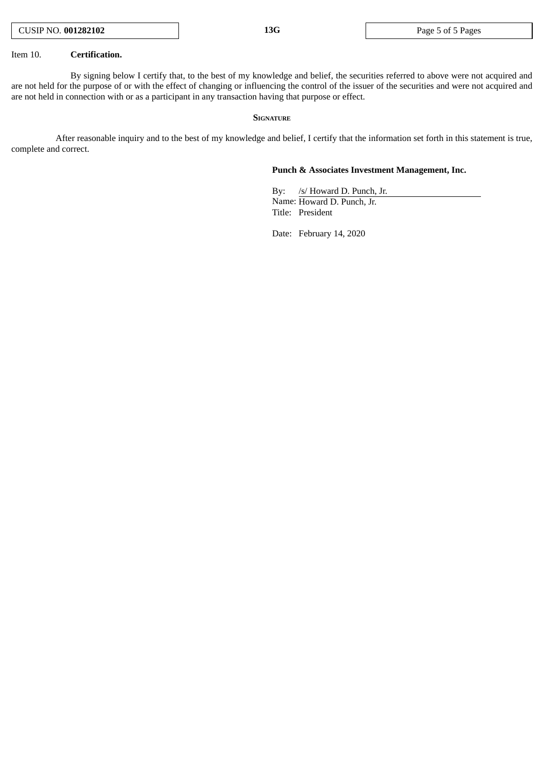Item 10. **Certification.**

By signing below I certify that, to the best of my knowledge and belief, the securities referred to above were not acquired and are not held for the purpose of or with the effect of changing or influencing the control of the issuer of the securities and were not acquired and are not held in connection with or as a participant in any transaction having that purpose or effect.

**SIGNATURE**

After reasonable inquiry and to the best of my knowledge and belief, I certify that the information set forth in this statement is true, complete and correct.

**Punch & Associates Investment Management, Inc.**

By: /s/ Howard D. Punch, Jr.
Name: Howard D. Punch, Jr.
Title: President

Date: February 14, 2020